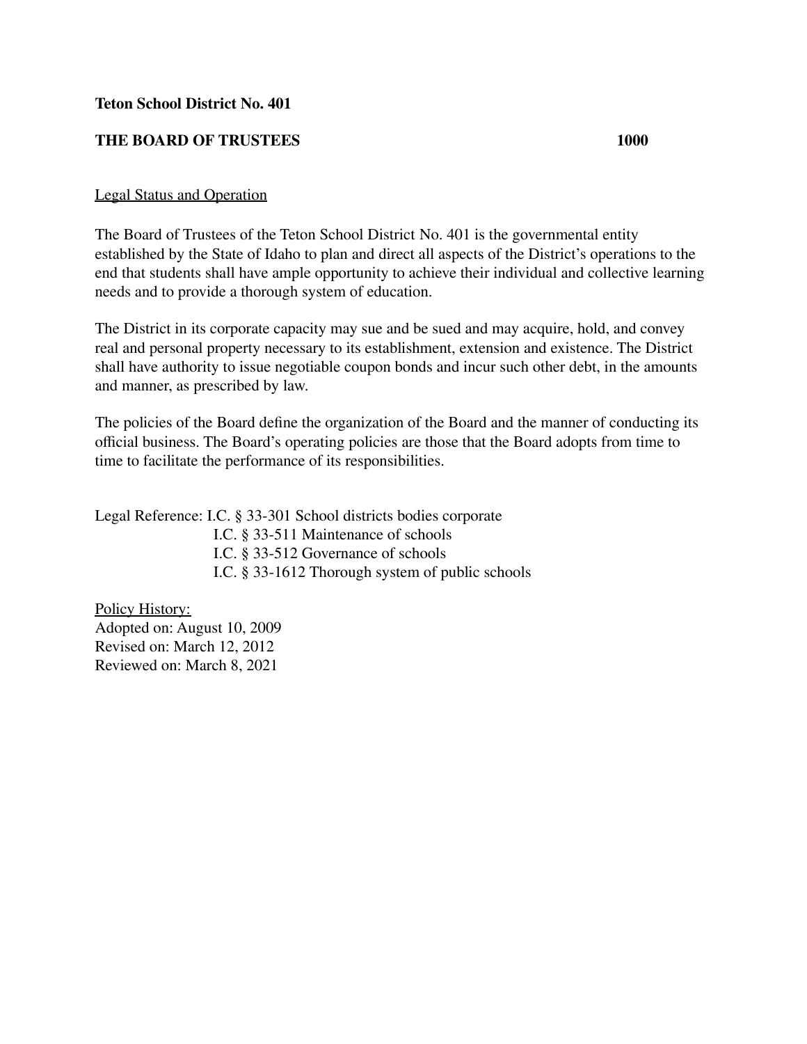**Teton School District No. 401**

**THE BOARD OF TRUSTEES 1000**

Legal Status and Operation

The Board of Trustees of the Teton School District No. 401 is the governmental entity established by the State of Idaho to plan and direct all aspects of the District's operations to the end that students shall have ample opportunity to achieve their individual and collective learning needs and to provide a thorough system of education.

The District in its corporate capacity may sue and be sued and may acquire, hold, and convey real and personal property necessary to its establishment, extension and existence. The District shall have authority to issue negotiable coupon bonds and incur such other debt, in the amounts and manner, as prescribed by law.

The policies of the Board define the organization of the Board and the manner of conducting its official business. The Board's operating policies are those that the Board adopts from time to time to facilitate the performance of its responsibilities.

Legal Reference: I.C. § 33-301 School districts bodies corporate
I.C. § 33-511 Maintenance of schools
I.C. § 33-512 Governance of schools
I.C. § 33-1612 Thorough system of public schools

Policy History:
Adopted on: August 10, 2009
Revised on: March 12, 2012
Reviewed on: March 8, 2021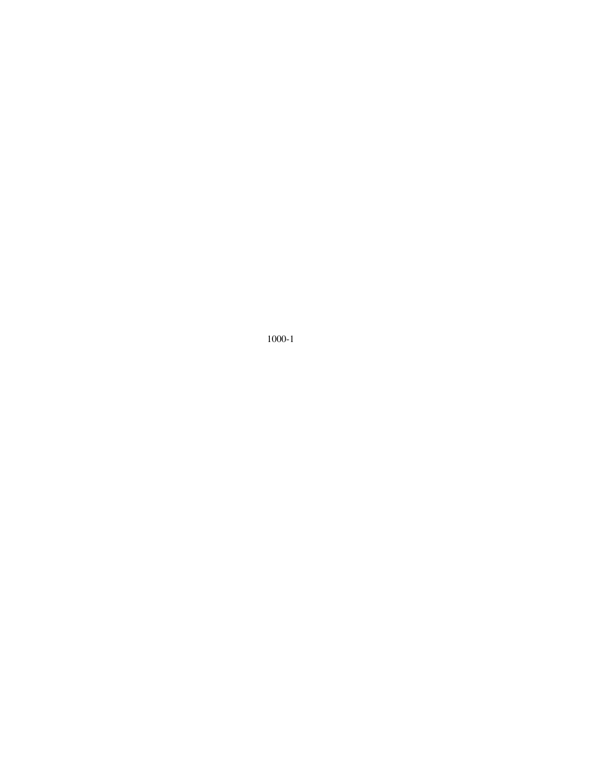1000-1